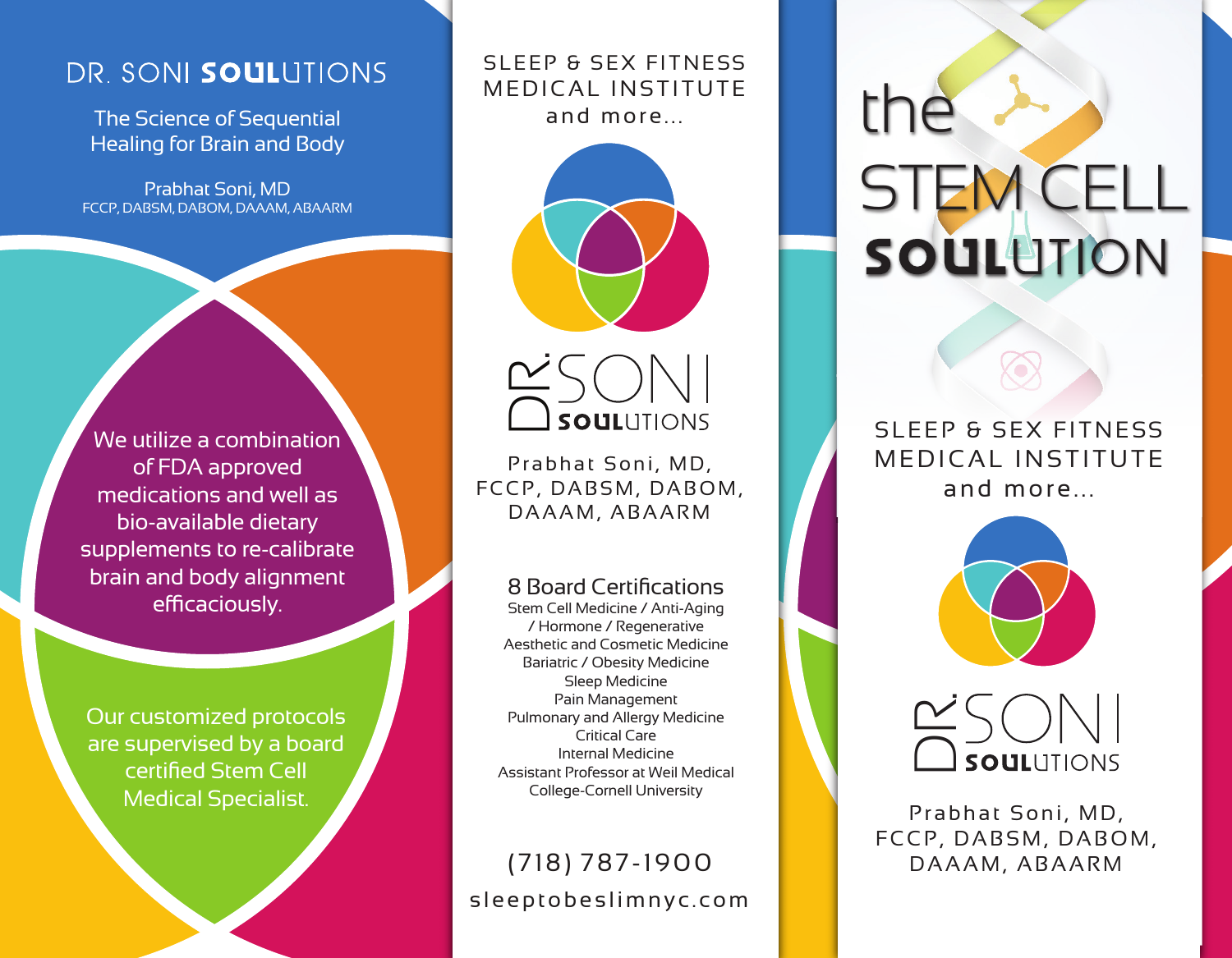# DR. SONI SOULUTIONS

The Science of Sequential Healing for Brain and Body

Prabhat Soni, MD
FCCP, DABSM, DABOM, DAAAM, ABAARM

We utilize a combination of FDA approved medications and well as bio-available dietary supplements to re-calibrate brain and body alignment efficaciously.

Our customized protocols are supervised by a board certified Stem Cell Medical Specialist.

---

SLEEP & SEX FITNESS MEDICAL INSTITUTE
and more...

DR. SONI SOULUTIONS

Prabhat Soni, MD,
FCCP, DABSM, DABOM,
DAAAM, ABAARM

## 8 Board Certifications

Stem Cell Medicine / Anti-Aging / Hormone / Regenerative
Aesthetic and Cosmetic Medicine
Bariatric / Obesity Medicine
Sleep Medicine
Pain Management
Pulmonary and Allergy Medicine
Critical Care
Internal Medicine
Assistant Professor at Weil Medical College-Cornell University

(718) 787-1900
sleeptobeslimnyc.com

---

# the STEM CELL SOULUTION

SLEEP & SEX FITNESS MEDICAL INSTITUTE
and more...

DR. SONI SOULUTIONS

Prabhat Soni, MD,
FCCP, DABSM, DABOM,
DAAAM, ABAARM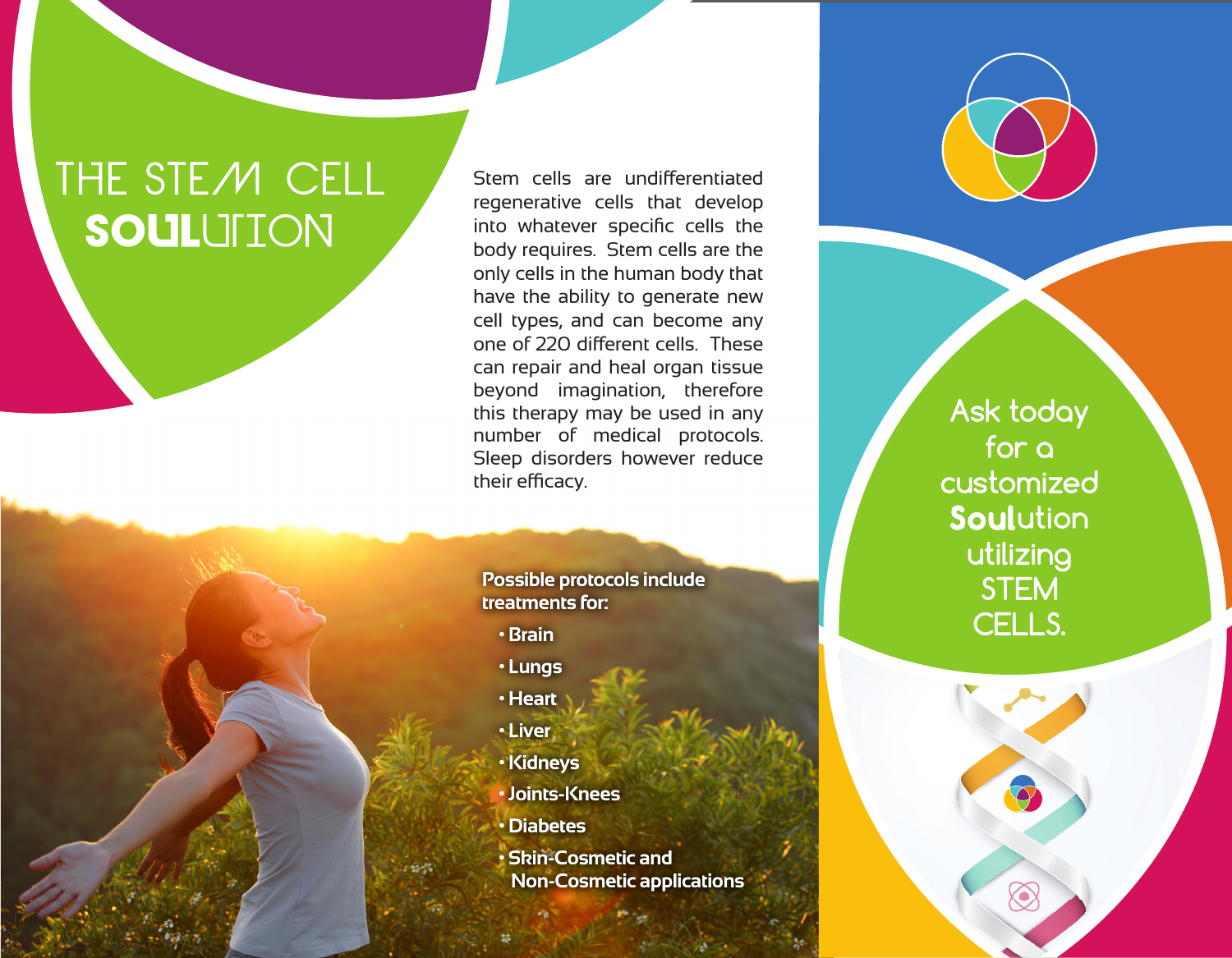# THE STEM CELL **SOUL**UTION

Stem cells are undifferentiated regenerative cells that develop into whatever specific cells the body requires. Stem cells are the only cells in the human body that have the ability to generate new cell types, and can become any one of 220 different cells. These can repair and heal organ tissue beyond imagination, therefore this therapy may be used in any number of medical protocols. Sleep disorders however reduce their efficacy.

**Possible protocols include treatments for:**

- **Brain**
- **Lungs**
- **Heart**
- **Liver**
- **Kidneys**
- **Joints-Knees**
- **Diabetes**
- **Skin-Cosmetic and Non-Cosmetic applications**

Ask today for a customized **Soul**ution utilizing STEM CELLS.